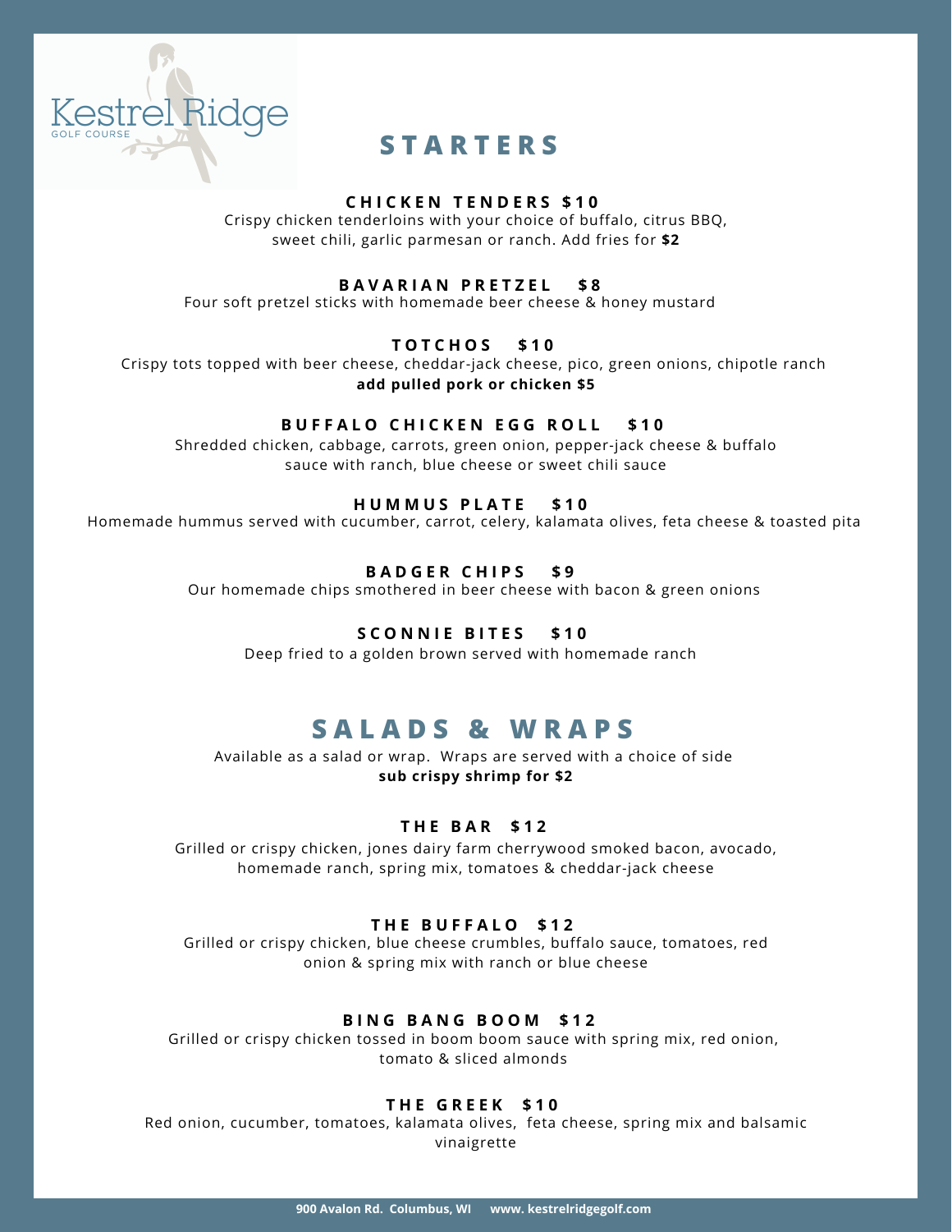Kestrel Ridge
GOLF COURSE

# STARTERS

### CHICKEN TENDERS $10

Crispy chicken tenderloins with your choice of buffalo, citrus BBQ, sweet chili, garlic parmesan or ranch. Add fries for **$2**

### BAVARIAN PRETZEL $8

Four soft pretzel sticks with homemade beer cheese & honey mustard

### TOTCHOS $10

Crispy tots topped with beer cheese, cheddar-jack cheese, pico, green onions, chipotle ranch
**add pulled pork or chicken $5**

### BUFFALO CHICKEN EGG ROLL $10

Shredded chicken, cabbage, carrots, green onion, pepper-jack cheese & buffalo sauce with ranch, blue cheese or sweet chili sauce

### HUMMUS PLATE $10

Homemade hummus served with cucumber, carrot, celery, kalamata olives, feta cheese & toasted pita

### BADGER CHIPS $9

Our homemade chips smothered in beer cheese with bacon & green onions

### SCONNIE BITES $10

Deep fried to a golden brown served with homemade ranch

# SALADS & WRAPS

Available as a salad or wrap. Wraps are served with a choice of side
**sub crispy shrimp for $2**

### THE BAR $12

Grilled or crispy chicken, jones dairy farm cherrywood smoked bacon, avocado, homemade ranch, spring mix, tomatoes & cheddar-jack cheese

### THE BUFFALO $12

Grilled or crispy chicken, blue cheese crumbles, buffalo sauce, tomatoes, red onion & spring mix with ranch or blue cheese

### BING BANG BOOM $12

Grilled or crispy chicken tossed in boom boom sauce with spring mix, red onion, tomato & sliced almonds

### THE GREEK $10

Red onion, cucumber, tomatoes, kalamata olives, feta cheese, spring mix and balsamic vinaigrette

**900 Avalon Rd. Columbus, WI www. kestrelridgegolf.com**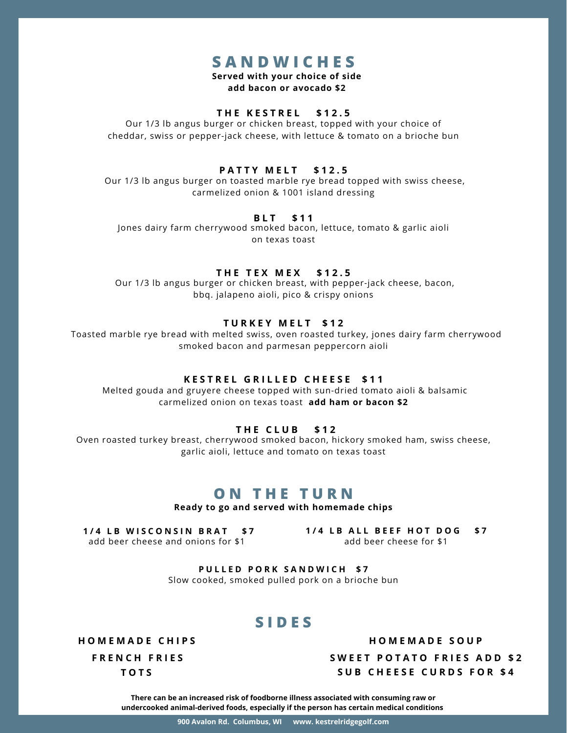## SANDWICHES

**Served with your choice of side**
**add bacon or avocado $2**

### THE KESTREL $12.5

Our 1/3 lb angus burger or chicken breast, topped with your choice of cheddar, swiss or pepper-jack cheese, with lettuce & tomato on a brioche bun

### PATTY MELT $12.5

Our 1/3 lb angus burger on toasted marble rye bread topped with swiss cheese, carmelized onion & 1001 island dressing

### BLT $11

Jones dairy farm cherrywood smoked bacon, lettuce, tomato & garlic aioli on texas toast

### THE TEX MEX $12.5

Our 1/3 lb angus burger or chicken breast, with pepper-jack cheese, bacon, bbq. jalapeno aioli, pico & crispy onions

### TURKEY MELT $12

Toasted marble rye bread with melted swiss, oven roasted turkey, jones dairy farm cherrywood smoked bacon and parmesan peppercorn aioli

### KESTREL GRILLED CHEESE $11

Melted gouda and gruyere cheese topped with sun-dried tomato aioli & balsamic carmelized onion on texas toast **add ham or bacon $2**

### THE CLUB $12

Oven roasted turkey breast, cherrywood smoked bacon, hickory smoked ham, swiss cheese, garlic aioli, lettuce and tomato on texas toast

## ON THE TURN

**Ready to go and served with homemade chips**

### 1/4 LB WISCONSIN BRAT $7

add beer cheese and onions for $1

### 1/4 LB ALL BEEF HOT DOG $7

add beer cheese for $1

### PULLED PORK SANDWICH $7

Slow cooked, smoked pulled pork on a brioche bun

## SIDES

**HOMEMADE CHIPS**

**FRENCH FRIES**

**TOTS**

**HOMEMADE SOUP**

**SWEET POTATO FRIES ADD $2**

**SUB CHEESE CURDS FOR $4**

**There can be an increased risk of foodborne illness associated with consuming raw or undercooked animal-derived foods, especially if the person has certain medical conditions**

**900 Avalon Rd. Columbus, WI www. kestrelridgegolf.com**